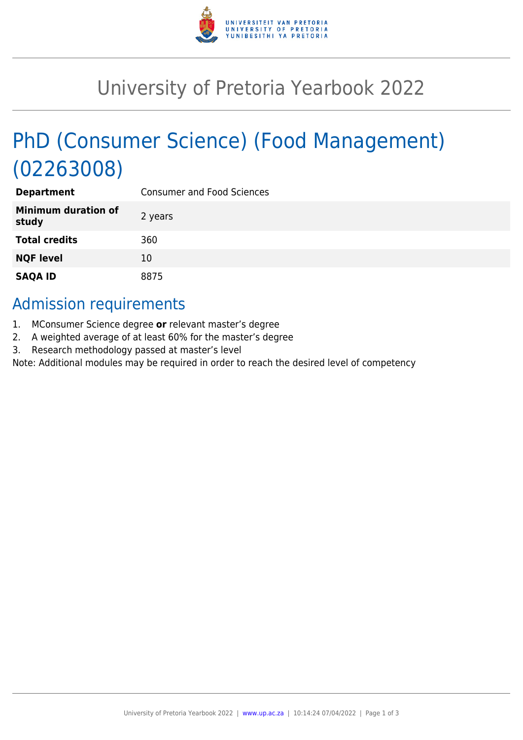# University of Pretoria Yearbook 2022

## PhD (Consumer Science) (Food Management) (02263008)

| | |
|---|---|
| **Department** | Consumer and Food Sciences |
| **Minimum duration of study** | 2 years |
| **Total credits** | 360 |
| **NQF level** | 10 |
| **SAQA ID** | 8875 |

## Admission requirements

1. MConsumer Science degree **or** relevant master's degree
2. A weighted average of at least 60% for the master's degree
3. Research methodology passed at master's level

Note: Additional modules may be required in order to reach the desired level of competency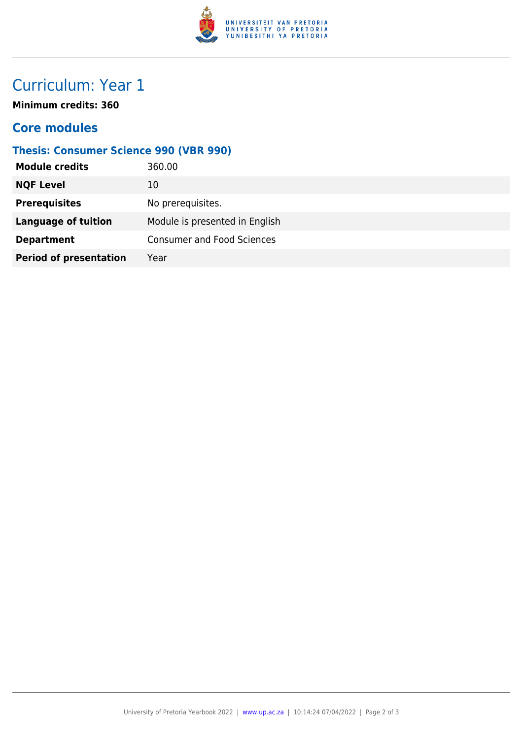# Curriculum: Year 1

**Minimum credits: 360**

## Core modules

### Thesis: Consumer Science 990 (VBR 990)

| | |
|---|---|
| **Module credits** | 360.00 |
| **NQF Level** | 10 |
| **Prerequisites** | No prerequisites. |
| **Language of tuition** | Module is presented in English |
| **Department** | Consumer and Food Sciences |
| **Period of presentation** | Year |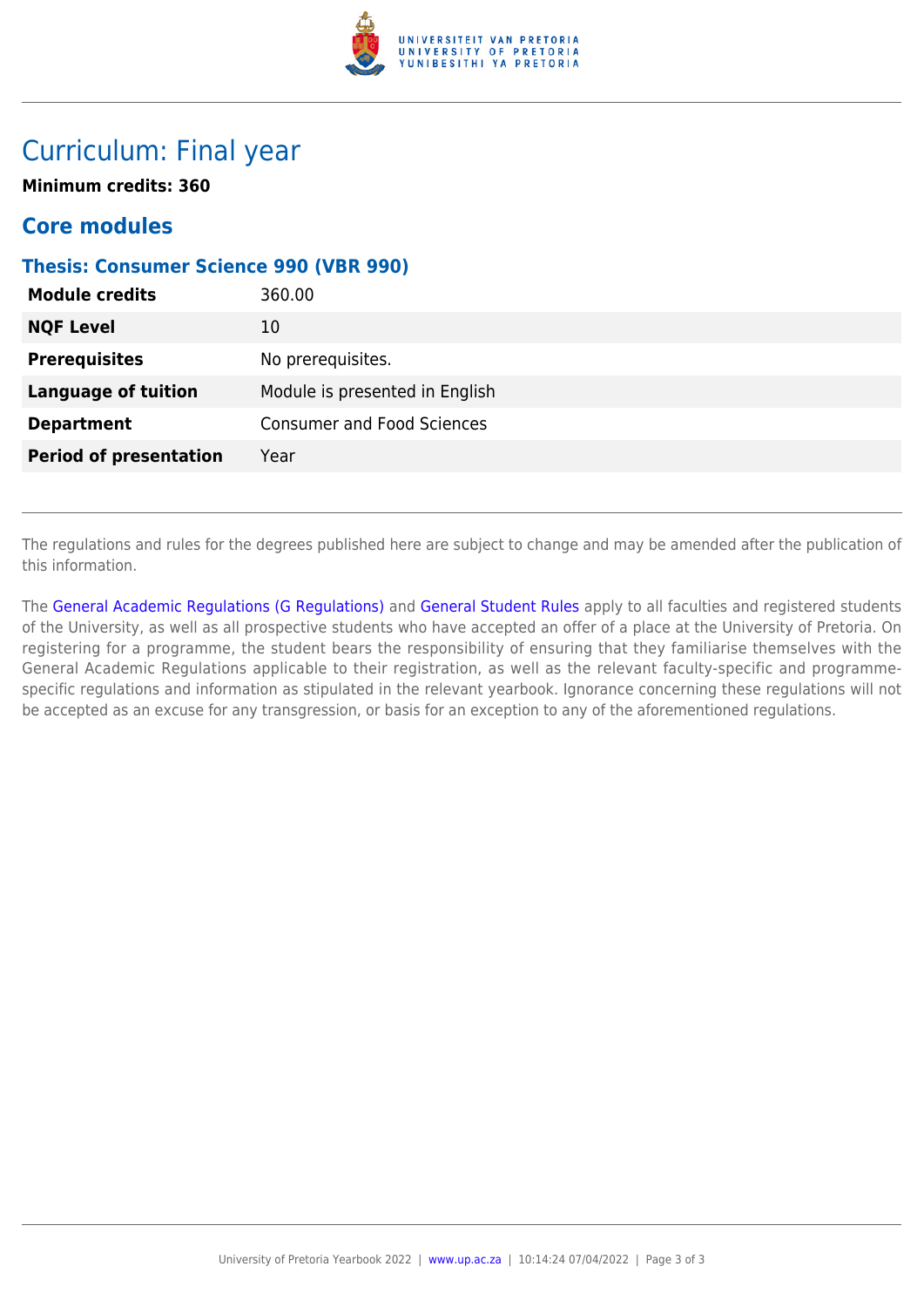# Curriculum: Final year

**Minimum credits: 360**

## Core modules

### Thesis: Consumer Science 990 (VBR 990)

| | |
|---|---|
| **Module credits** | 360.00 |
| **NQF Level** | 10 |
| **Prerequisites** | No prerequisites. |
| **Language of tuition** | Module is presented in English |
| **Department** | Consumer and Food Sciences |
| **Period of presentation** | Year |

The regulations and rules for the degrees published here are subject to change and may be amended after the publication of this information.

The General Academic Regulations (G Regulations) and General Student Rules apply to all faculties and registered students of the University, as well as all prospective students who have accepted an offer of a place at the University of Pretoria. On registering for a programme, the student bears the responsibility of ensuring that they familiarise themselves with the General Academic Regulations applicable to their registration, as well as the relevant faculty-specific and programme-specific regulations and information as stipulated in the relevant yearbook. Ignorance concerning these regulations will not be accepted as an excuse for any transgression, or basis for an exception to any of the aforementioned regulations.